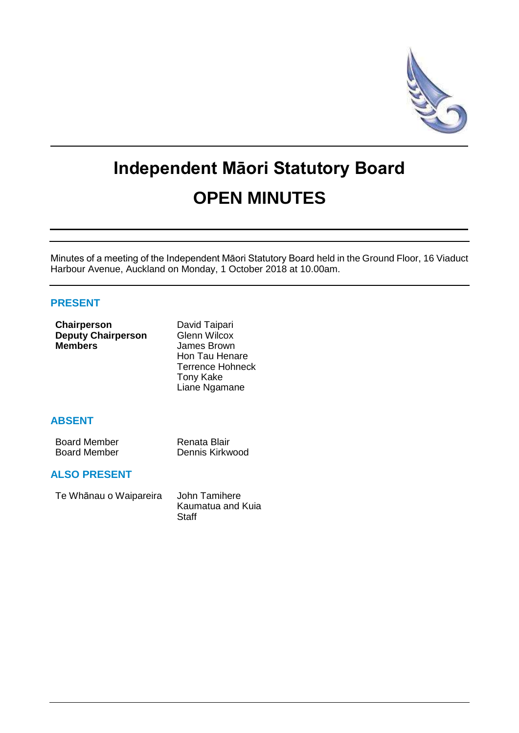# Independent Māori Statutory Board

# OPEN MINUTES

Minutes of a meeting of the Independent Māori Statutory Board held in the Ground Floor, 16 Viaduct Harbour Avenue, Auckland on Monday, 1 October 2018 at 10.00am.

## PRESENT

| | |
|---|---|
| **Chairperson** | David Taipari |
| **Deputy Chairperson** | Glenn Wilcox |
| **Members** | James Brown |
| | Hon Tau Henare |
| | Terrence Hohneck |
| | Tony Kake |
| | Liane Ngamane |

## ABSENT

| | |
|---|---|
| Board Member | Renata Blair |
| Board Member | Dennis Kirkwood |

## ALSO PRESENT

| | |
|---|---|
| Te Whānau o Waipareira | John Tamihere |
| | Kaumatua and Kuia |
| | Staff |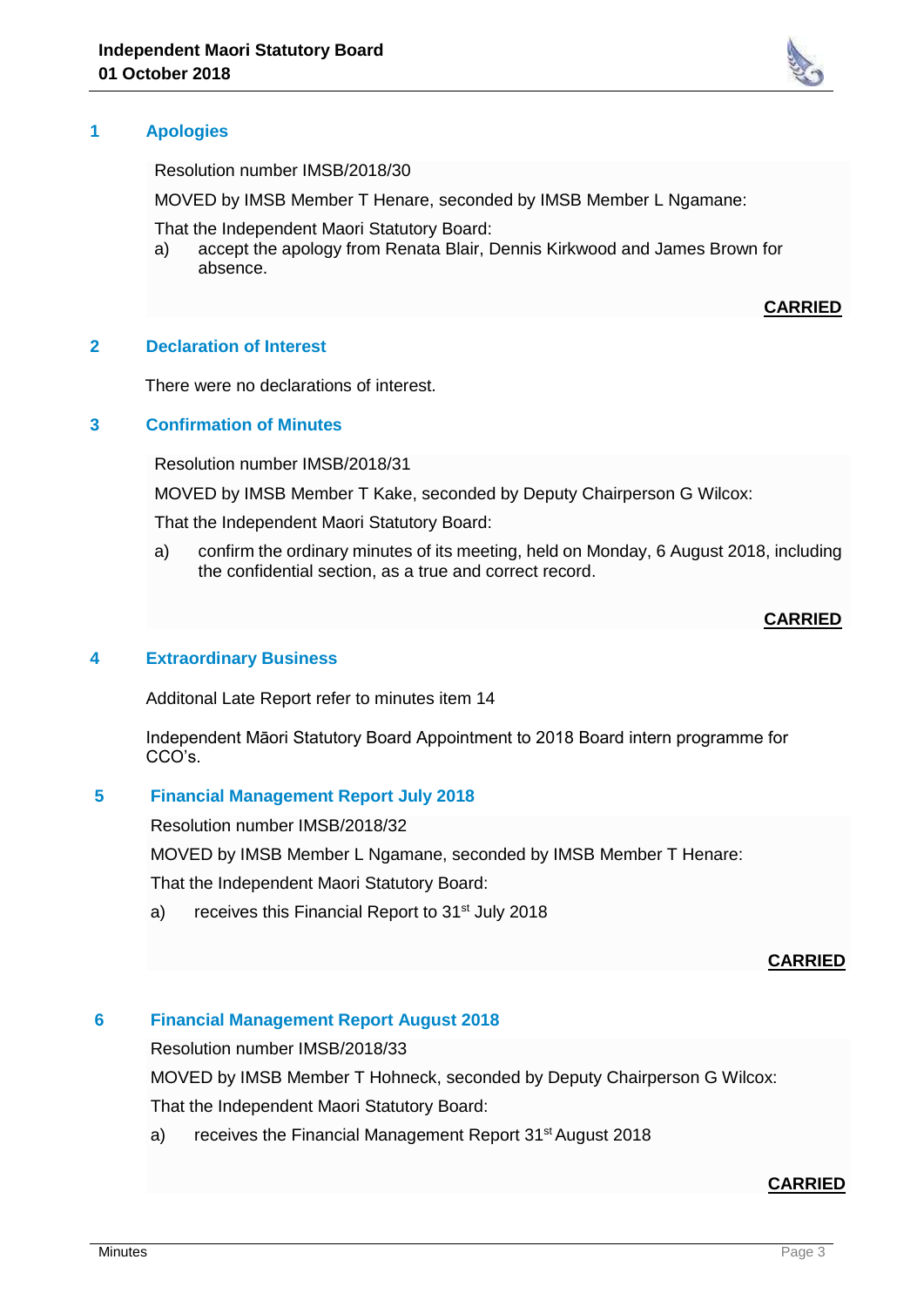## 1 Apologies

Resolution number IMSB/2018/30

MOVED by IMSB Member T Henare, seconded by IMSB Member L Ngamane:

That the Independent Maori Statutory Board:

a) accept the apology from Renata Blair, Dennis Kirkwood and James Brown for absence.

**CARRIED**

## 2 Declaration of Interest

There were no declarations of interest.

## 3 Confirmation of Minutes

Resolution number IMSB/2018/31

MOVED by IMSB Member T Kake, seconded by Deputy Chairperson G Wilcox:

That the Independent Maori Statutory Board:

a) confirm the ordinary minutes of its meeting, held on Monday, 6 August 2018, including the confidential section, as a true and correct record.

**CARRIED**

## 4 Extraordinary Business

Additonal Late Report refer to minutes item 14

Independent Māori Statutory Board Appointment to 2018 Board intern programme for CCO's.

## 5 Financial Management Report July 2018

Resolution number IMSB/2018/32

MOVED by IMSB Member L Ngamane, seconded by IMSB Member T Henare:

That the Independent Maori Statutory Board:

a) receives this Financial Report to 31st July 2018

**CARRIED**

## 6 Financial Management Report August 2018

Resolution number IMSB/2018/33

MOVED by IMSB Member T Hohneck, seconded by Deputy Chairperson G Wilcox:

That the Independent Maori Statutory Board:

a) receives the Financial Management Report 31st August 2018

**CARRIED**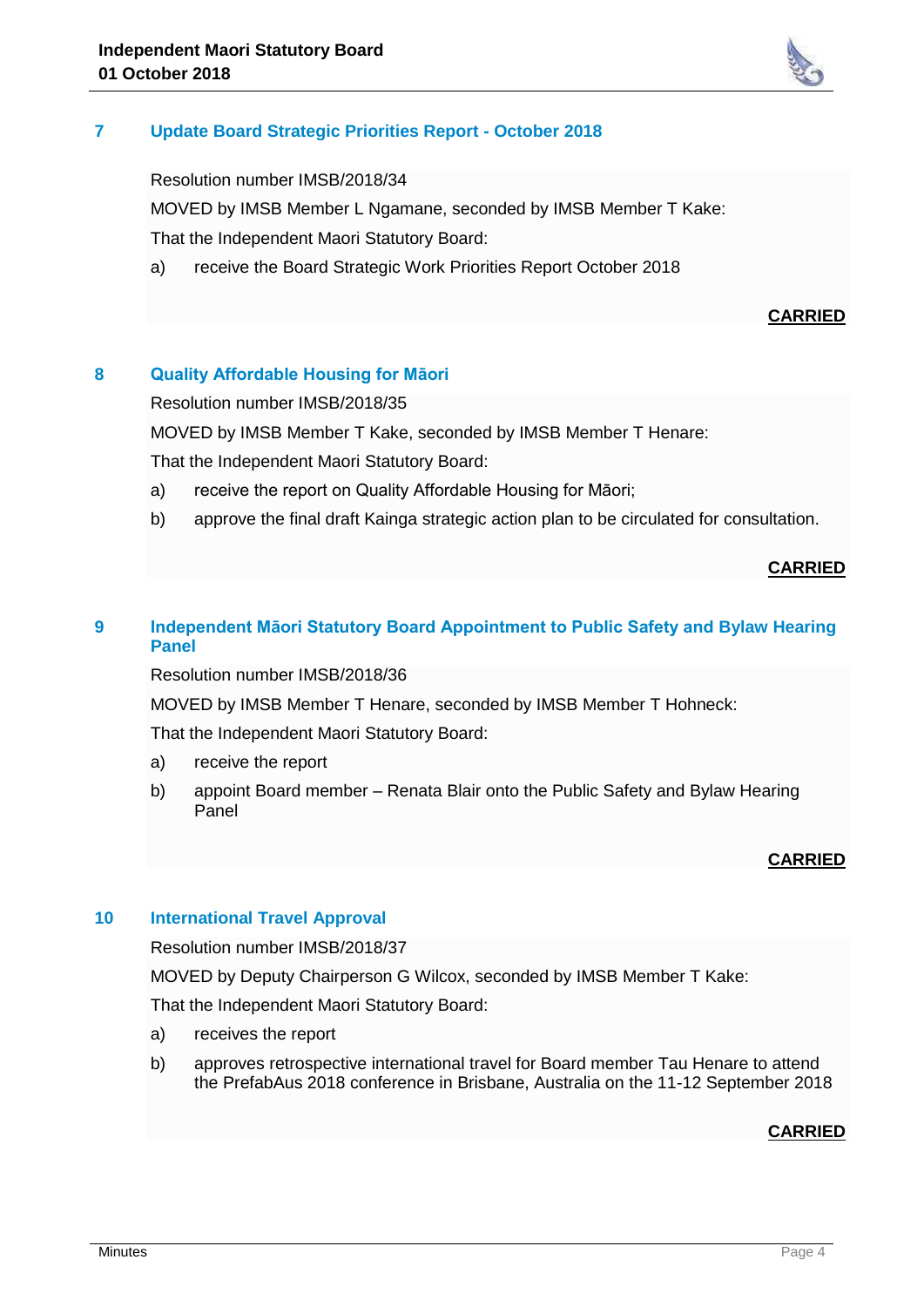## 7 Update Board Strategic Priorities Report - October 2018

Resolution number IMSB/2018/34

MOVED by IMSB Member L Ngamane, seconded by IMSB Member T Kake:

That the Independent Maori Statutory Board:

a) receive the Board Strategic Work Priorities Report October 2018

**CARRIED**

## 8 Quality Affordable Housing for Māori

Resolution number IMSB/2018/35

MOVED by IMSB Member T Kake, seconded by IMSB Member T Henare:

That the Independent Maori Statutory Board:

a) receive the report on Quality Affordable Housing for Māori;

b) approve the final draft Kainga strategic action plan to be circulated for consultation.

**CARRIED**

## 9 Independent Māori Statutory Board Appointment to Public Safety and Bylaw Hearing Panel

Resolution number IMSB/2018/36

MOVED by IMSB Member T Henare, seconded by IMSB Member T Hohneck:

That the Independent Maori Statutory Board:

a) receive the report

b) appoint Board member – Renata Blair onto the Public Safety and Bylaw Hearing Panel

**CARRIED**

## 10 International Travel Approval

Resolution number IMSB/2018/37

MOVED by Deputy Chairperson G Wilcox, seconded by IMSB Member T Kake:

That the Independent Maori Statutory Board:

a) receives the report

b) approves retrospective international travel for Board member Tau Henare to attend the PrefabAus 2018 conference in Brisbane, Australia on the 11-12 September 2018

**CARRIED**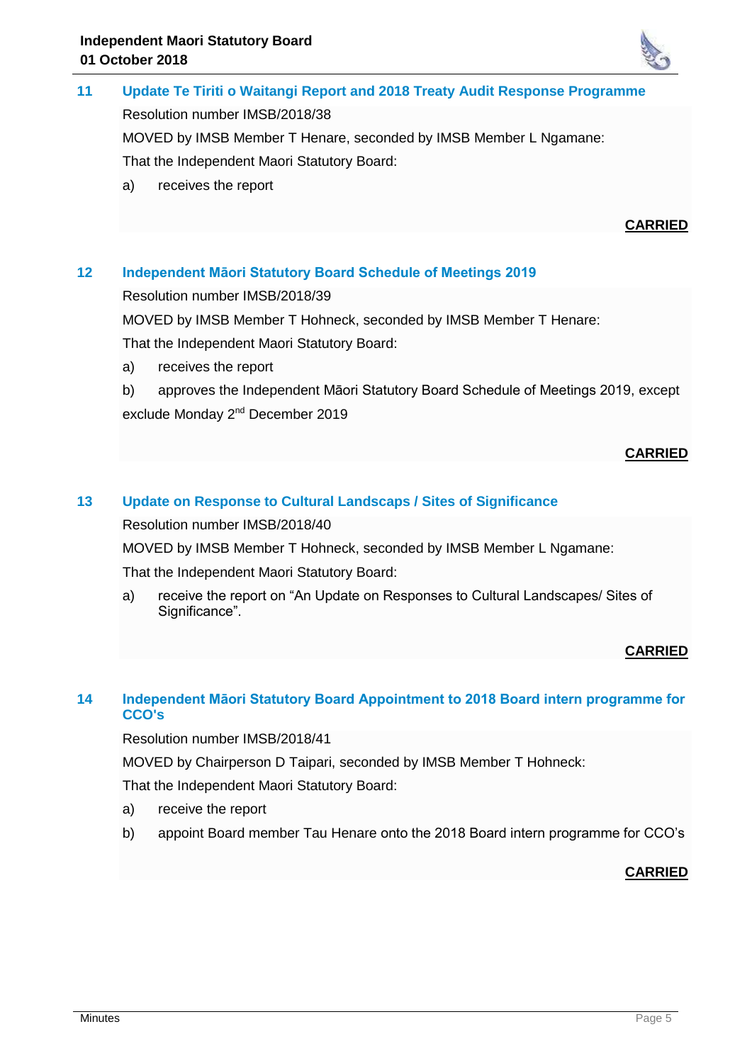## 11 Update Te Tiriti o Waitangi Report and 2018 Treaty Audit Response Programme

Resolution number IMSB/2018/38

MOVED by IMSB Member T Henare, seconded by IMSB Member L Ngamane:

That the Independent Maori Statutory Board:

a) receives the report

**CARRIED**

## 12 Independent Māori Statutory Board Schedule of Meetings 2019

Resolution number IMSB/2018/39

MOVED by IMSB Member T Hohneck, seconded by IMSB Member T Henare:

That the Independent Maori Statutory Board:

a) receives the report

b) approves the Independent Māori Statutory Board Schedule of Meetings 2019, except exclude Monday 2nd December 2019

**CARRIED**

## 13 Update on Response to Cultural Landscaps / Sites of Significance

Resolution number IMSB/2018/40

MOVED by IMSB Member T Hohneck, seconded by IMSB Member L Ngamane:

That the Independent Maori Statutory Board:

a) receive the report on "An Update on Responses to Cultural Landscapes/ Sites of Significance".

**CARRIED**

## 14 Independent Māori Statutory Board Appointment to 2018 Board intern programme for CCO's

Resolution number IMSB/2018/41

MOVED by Chairperson D Taipari, seconded by IMSB Member T Hohneck:

That the Independent Maori Statutory Board:

a) receive the report

b) appoint Board member Tau Henare onto the 2018 Board intern programme for CCO's

**CARRIED**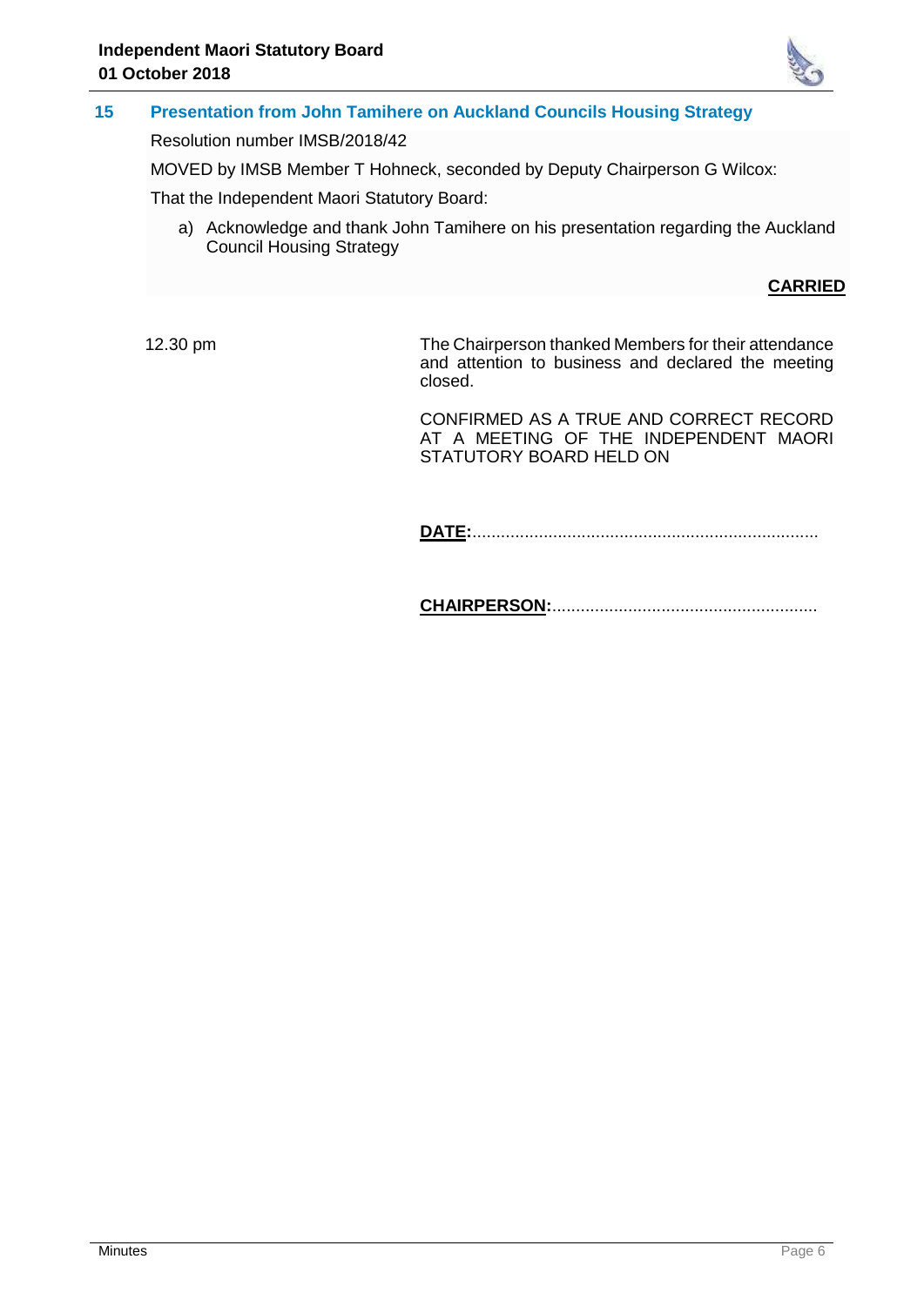## 15 Presentation from John Tamihere on Auckland Councils Housing Strategy

Resolution number IMSB/2018/42

MOVED by IMSB Member T Hohneck, seconded by Deputy Chairperson G Wilcox:

That the Independent Maori Statutory Board:

a) Acknowledge and thank John Tamihere on his presentation regarding the Auckland Council Housing Strategy

**CARRIED**

12.30 pm

The Chairperson thanked Members for their attendance and attention to business and declared the meeting closed.

CONFIRMED AS A TRUE AND CORRECT RECORD AT A MEETING OF THE INDEPENDENT MAORI STATUTORY BOARD HELD ON

**DATE:**.........................................................................

**CHAIRPERSON:**........................................................